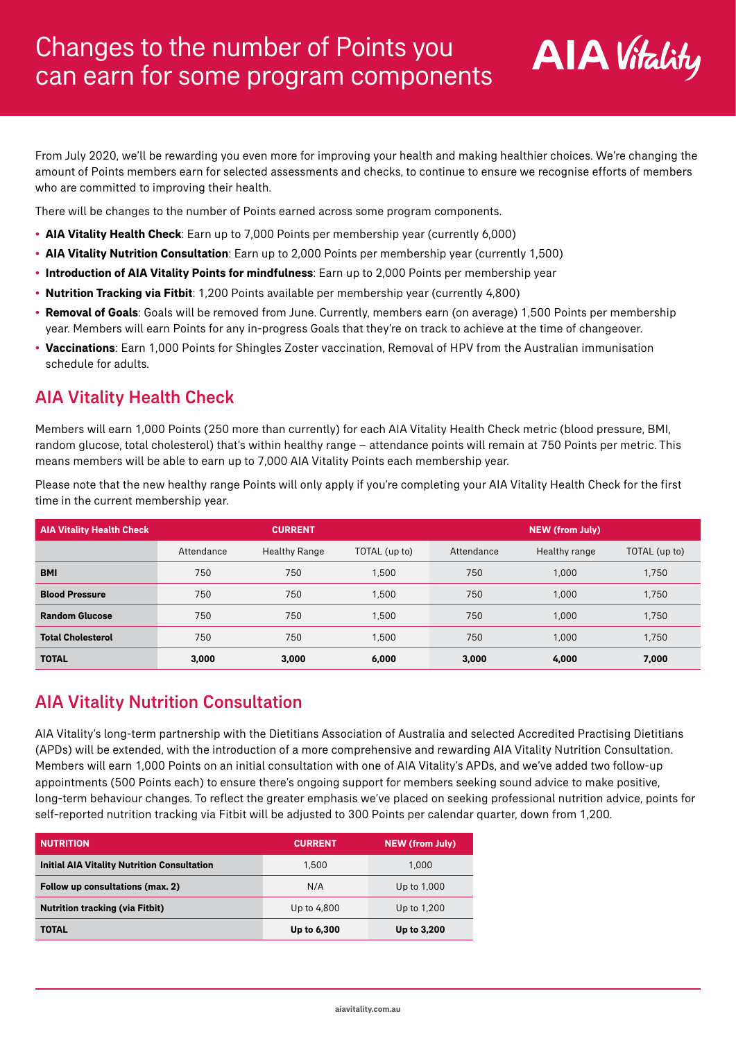# Changes to the number of Points you can earn for some program components

AIA Vitality

From July 2020, we'll be rewarding you even more for improving your health and making healthier choices. We're changing the amount of Points members earn for selected assessments and checks, to continue to ensure we recognise efforts of members who are committed to improving their health.

There will be changes to the number of Points earned across some program components.

- **AIA Vitality Health Check**: Earn up to 7,000 Points per membership year (currently 6,000)
- **AIA Vitality Nutrition Consultation**: Earn up to 2,000 Points per membership year (currently 1,500)
- **Introduction of AIA Vitality Points for mindfulness**: Earn up to 2,000 Points per membership year
- **Nutrition Tracking via Fitbit**: 1,200 Points available per membership year (currently 4,800)
- **Removal of Goals**: Goals will be removed from June. Currently, members earn (on average) 1,500 Points per membership year. Members will earn Points for any in-progress Goals that they're on track to achieve at the time of changeover.
- **Vaccinations**: Earn 1,000 Points for Shingles Zoster vaccination, Removal of HPV from the Australian immunisation schedule for adults.

## AIA Vitality Health Check

Members will earn 1,000 Points (250 more than currently) for each AIA Vitality Health Check metric (blood pressure, BMI, random glucose, total cholesterol) that's within healthy range – attendance points will remain at 750 Points per metric. This means members will be able to earn up to 7,000 AIA Vitality Points each membership year.

Please note that the new healthy range Points will only apply if you're completing your AIA Vitality Health Check for the first time in the current membership year.

| AIA Vitality Health Check | CURRENT | | | NEW (from July) | | |
|---|---|---|---|---|---|---|
| | Attendance | Healthy Range | TOTAL (up to) | Attendance | Healthy range | TOTAL (up to) |
| **BMI** | 750 | 750 | 1,500 | 750 | 1,000 | 1,750 |
| **Blood Pressure** | 750 | 750 | 1,500 | 750 | 1,000 | 1,750 |
| **Random Glucose** | 750 | 750 | 1,500 | 750 | 1,000 | 1,750 |
| **Total Cholesterol** | 750 | 750 | 1,500 | 750 | 1,000 | 1,750 |
| **TOTAL** | **3,000** | **3,000** | **6,000** | **3,000** | **4,000** | **7,000** |

## AIA Vitality Nutrition Consultation

AIA Vitality's long-term partnership with the Dietitians Association of Australia and selected Accredited Practising Dietitians (APDs) will be extended, with the introduction of a more comprehensive and rewarding AIA Vitality Nutrition Consultation. Members will earn 1,000 Points on an initial consultation with one of AIA Vitality's APDs, and we've added two follow-up appointments (500 Points each) to ensure there's ongoing support for members seeking sound advice to make positive, long-term behaviour changes. To reflect the greater emphasis we've placed on seeking professional nutrition advice, points for self-reported nutrition tracking via Fitbit will be adjusted to 300 Points per calendar quarter, down from 1,200.

| NUTRITION | CURRENT | NEW (from July) |
|---|---|---|
| **Initial AIA Vitality Nutrition Consultation** | 1,500 | 1,000 |
| **Follow up consultations (max. 2)** | N/A | Up to 1,000 |
| **Nutrition tracking (via Fitbit)** | Up to 4,800 | Up to 1,200 |
| **TOTAL** | **Up to 6,300** | **Up to 3,200** |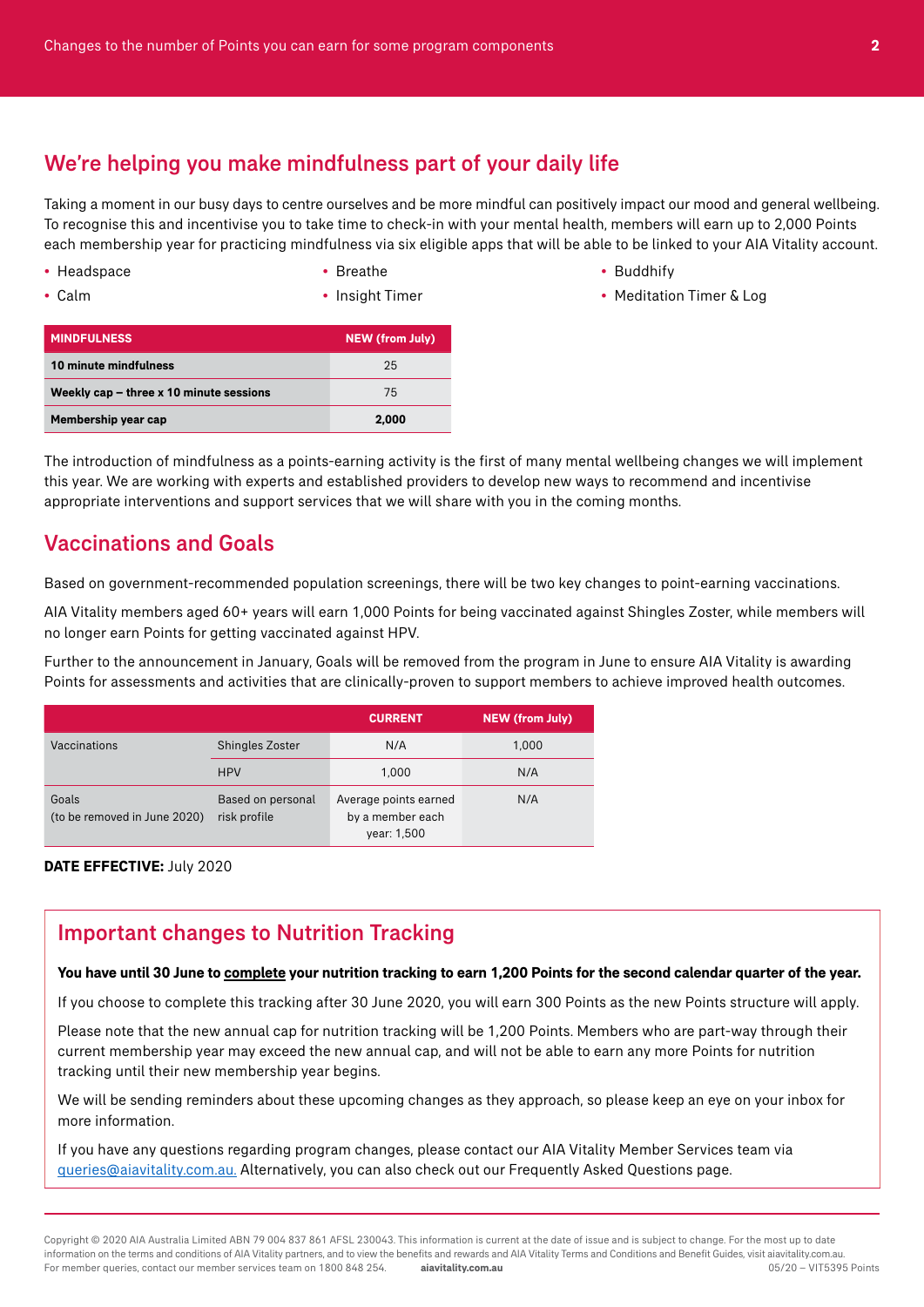## We're helping you make mindfulness part of your daily life

Taking a moment in our busy days to centre ourselves and be more mindful can positively impact our mood and general wellbeing. To recognise this and incentivise you to take time to check-in with your mental health, members will earn up to 2,000 Points each membership year for practicing mindfulness via six eligible apps that will be able to be linked to your AIA Vitality account.

- Headspace
- Calm
- Breathe
- Insight Timer
- Buddhify
- Meditation Timer & Log

| MINDFULNESS | NEW (from July) |
|---|---|
| **10 minute mindfulness** | 25 |
| **Weekly cap – three x 10 minute sessions** | 75 |
| **Membership year cap** | **2,000** |

The introduction of mindfulness as a points-earning activity is the first of many mental wellbeing changes we will implement this year. We are working with experts and established providers to develop new ways to recommend and incentivise appropriate interventions and support services that we will share with you in the coming months.

## Vaccinations and Goals

Based on government-recommended population screenings, there will be two key changes to point-earning vaccinations.

AIA Vitality members aged 60+ years will earn 1,000 Points for being vaccinated against Shingles Zoster, while members will no longer earn Points for getting vaccinated against HPV.

Further to the announcement in January, Goals will be removed from the program in June to ensure AIA Vitality is awarding Points for assessments and activities that are clinically-proven to support members to achieve improved health outcomes.

| | | CURRENT | NEW (from July) |
|---|---|---|---|
| Vaccinations | Shingles Zoster | N/A | 1,000 |
| | HPV | 1,000 | N/A |
| Goals (to be removed in June 2020) | Based on personal risk profile | Average points earned by a member each year: 1,500 | N/A |

**DATE EFFECTIVE:** July 2020

## Important changes to Nutrition Tracking

**You have until 30 June to complete your nutrition tracking to earn 1,200 Points for the second calendar quarter of the year.**

If you choose to complete this tracking after 30 June 2020, you will earn 300 Points as the new Points structure will apply.

Please note that the new annual cap for nutrition tracking will be 1,200 Points. Members who are part-way through their current membership year may exceed the new annual cap, and will not be able to earn any more Points for nutrition tracking until their new membership year begins.

We will be sending reminders about these upcoming changes as they approach, so please keep an eye on your inbox for more information.

If you have any questions regarding program changes, please contact our AIA Vitality Member Services team via queries@aiavitality.com.au. Alternatively, you can also check out our Frequently Asked Questions page.

Copyright © 2020 AIA Australia Limited ABN 79 004 837 861 AFSL 230043. This information is current at the date of issue and is subject to change. For the most up to date information on the terms and conditions of AIA Vitality partners, and to view the benefits and rewards and AIA Vitality Terms and Conditions and Benefit Guides, visit aiavitality.com.au. For member queries, contact our member services team on 1800 848 254. **aiavitality.com.au** 05/20 – VIT5395 Points